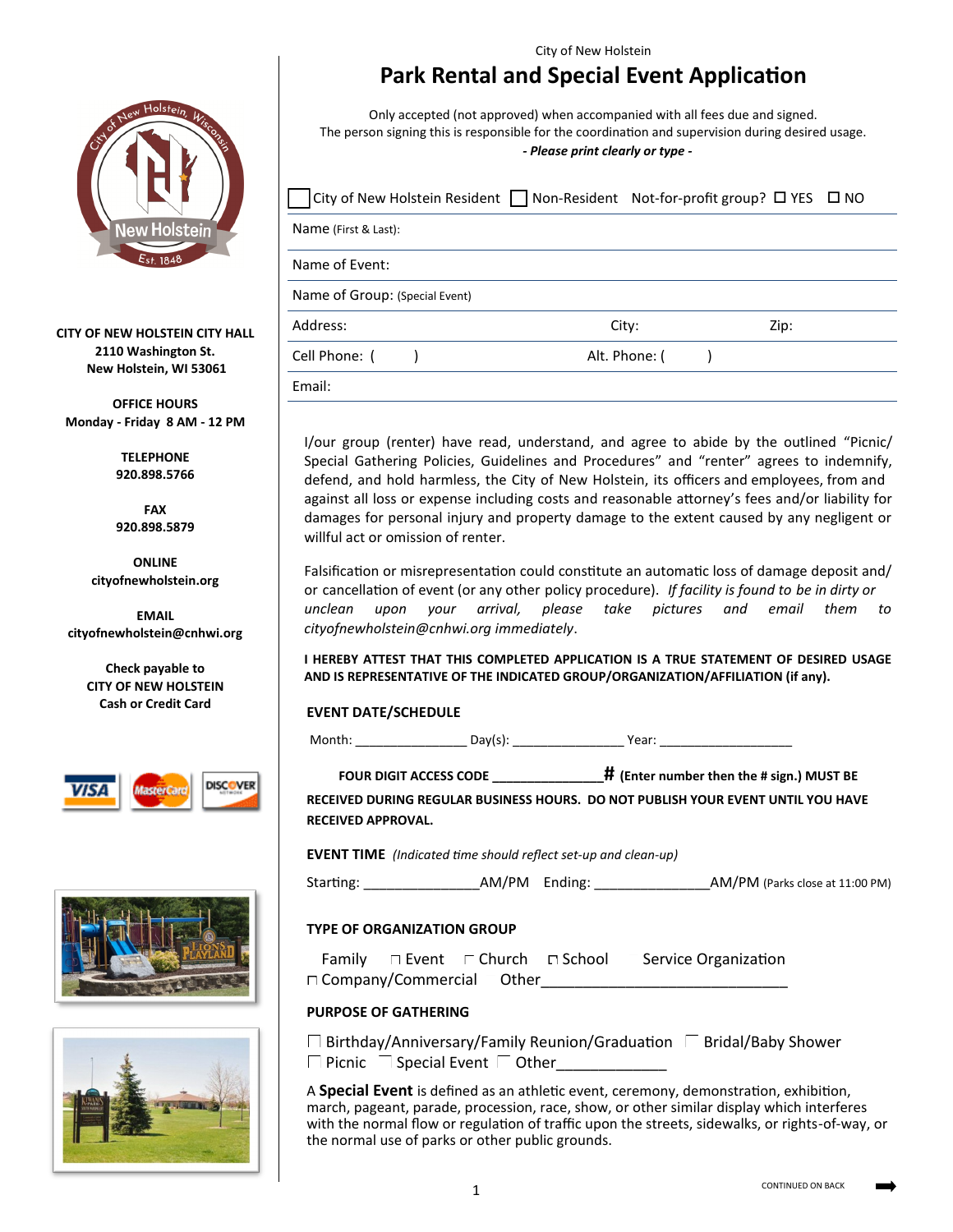City of New Holstein

# Park Rental and Special Event Application

Only accepted (not approved) when accompanied with all fees due and signed.
The person signing this is responsible for the coordination and supervision during desired usage.
*- Please print clearly or type -*

☐ City of New Holstein Resident ☐ Non-Resident Not-for-profit group? ☐ YES ☐ NO

Name (First & Last):

Name of Event:

Name of Group: (Special Event)

Address: City: Zip:

Cell Phone: ( ) Alt. Phone: ( )

Email:

**CITY OF NEW HOLSTEIN CITY HALL**
**2110 Washington St.**
**New Holstein, WI 53061**

**OFFICE HOURS**
**Monday - Friday 8 AM - 12 PM**

**TELEPHONE**
**920.898.5766**

**FAX**
**920.898.5879**

**ONLINE**
**cityofnewholstein.org**

**EMAIL**
**cityofnewholstein@cnhwi.org**

**Check payable to**
**CITY OF NEW HOLSTEIN**
**Cash or Credit Card**

I/our group (renter) have read, understand, and agree to abide by the outlined "Picnic/ Special Gathering Policies, Guidelines and Procedures" and "renter" agrees to indemnify, defend, and hold harmless, the City of New Holstein, its officers and employees, from and against all loss or expense including costs and reasonable attorney's fees and/or liability for damages for personal injury and property damage to the extent caused by any negligent or willful act or omission of renter.

Falsification or misrepresentation could constitute an automatic loss of damage deposit and/ or cancellation of event (or any other policy procedure). *If facility is found to be in dirty or unclean upon your arrival, please take pictures and email them to cityofnewholstein@cnhwi.org immediately*.

**I HEREBY ATTEST THAT THIS COMPLETED APPLICATION IS A TRUE STATEMENT OF DESIRED USAGE AND IS REPRESENTATIVE OF THE INDICATED GROUP/ORGANIZATION/AFFILIATION (if any).**

## EVENT DATE/SCHEDULE

Month: _______________ Day(s): _______________ Year: ___________________

**FOUR DIGIT ACCESS CODE ______________# (Enter number then the # sign.) MUST BE RECEIVED DURING REGULAR BUSINESS HOURS. DO NOT PUBLISH YOUR EVENT UNTIL YOU HAVE RECEIVED APPROVAL.**

**EVENT TIME** *(Indicated time should reflect set-up and clean-up)*

Starting: _______________AM/PM Ending: _______________AM/PM (Parks close at 11:00 PM)

## TYPE OF ORGANIZATION GROUP

Family ☐ Event ☐ Church ☐ School Service Organization
☐ Company/Commercial Other______________________________

## PURPOSE OF GATHERING

☐ Birthday/Anniversary/Family Reunion/Graduation ☐ Bridal/Baby Shower
☐ Picnic ☐ Special Event ☐ Other_____________

A **Special Event** is defined as an athletic event, ceremony, demonstration, exhibition, march, pageant, parade, procession, race, show, or other similar display which interferes with the normal flow or regulation of traffic upon the streets, sidewalks, or rights-of-way, or the normal use of parks or other public grounds.

CONTINUED ON BACK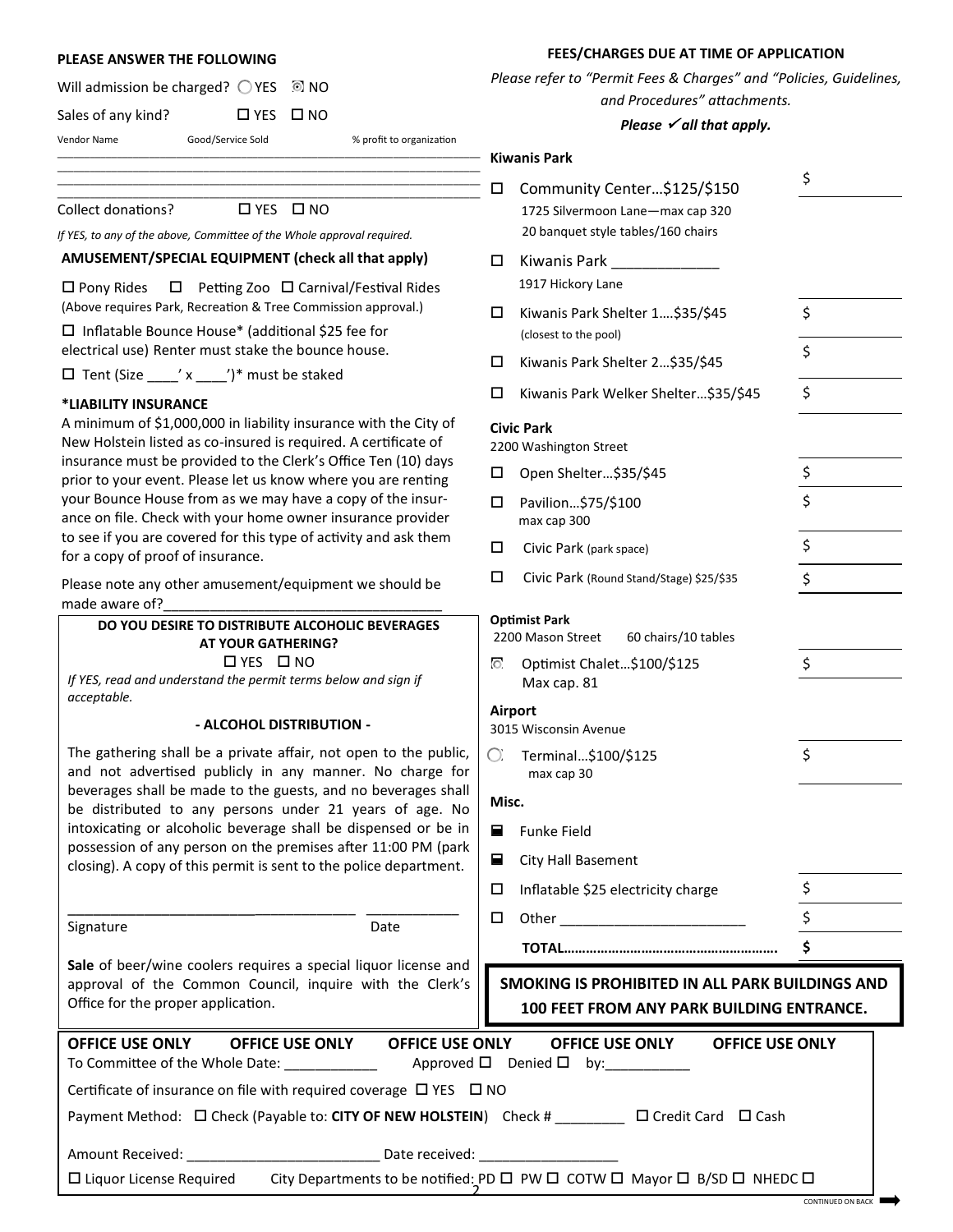## PLEASE ANSWER THE FOLLOWING

Will admission be charged? ○ YES ◉ NO

Sales of any kind? ☐ YES ☐ NO

| Vendor Name | Good/Service Sold | % profit to organization |
|---|---|---|
| | | |
| | | |
| | | |

Collect donations? ☐ YES ☐ NO

*If YES, to any of the above, Committee of the Whole approval required.*

### AMUSEMENT/SPECIAL EQUIPMENT (check all that apply)

☐ Pony Rides ☐ Petting Zoo ☐ Carnival/Festival Rides
(Above requires Park, Recreation & Tree Commission approval.)

☐ Inflatable Bounce House* (additional $25 fee for electrical use) Renter must stake the bounce house.

☐ Tent (Size ____' x ____')* must be staked

**\*LIABILITY INSURANCE**

A minimum of $1,000,000 in liability insurance with the City of New Holstein listed as co-insured is required. A certificate of insurance must be provided to the Clerk's Office Ten (10) days prior to your event. Please let us know where you are renting your Bounce House from as we may have a copy of the insurance on file. Check with your home owner insurance provider to see if you are covered for this type of activity and ask them for a copy of proof of insurance.

Please note any other amusement/equipment we should be made aware of?___________________________________

**DO YOU DESIRE TO DISTRIBUTE ALCOHOLIC BEVERAGES AT YOUR GATHERING?**

☐ YES ☐ NO

*If YES, read and understand the permit terms below and sign if acceptable.*

**- ALCOHOL DISTRIBUTION -**

The gathering shall be a private affair, not open to the public, and not advertised publicly in any manner. No charge for beverages shall be made to the guests, and no beverages shall be distributed to any persons under 21 years of age. No intoxicating or alcoholic beverage shall be dispensed or be in possession of any person on the premises after 11:00 PM (park closing). A copy of this permit is sent to the police department.

_______________________________________ ____________
Signature Date

**Sale** of beer/wine coolers requires a special liquor license and approval of the Common Council, inquire with the Clerk's Office for the proper application.

## FEES/CHARGES DUE AT TIME OF APPLICATION

*Please refer to "Permit Fees & Charges" and "Policies, Guidelines, and Procedures" attachments.*

***Please ✓ all that apply.***

**Kiwanis Park**

- ☐ Community Center…$125/$150 — $________
  1725 Silvermoon Lane—max cap 320
  20 banquet style tables/160 chairs
- ☐ Kiwanis Park _____________
  1917 Hickory Lane
- ☐ Kiwanis Park Shelter 1….$35/$45 — $________
  (closest to the pool)
- ☐ Kiwanis Park Shelter 2…$35/$45 — $________
- ☐ Kiwanis Park Welker Shelter…$35/$45 — $________

**Civic Park**
2200 Washington Street

- ☐ Open Shelter…$35/$45 — $________
- ☐ Pavilion…$75/$100 — $________
  max cap 300
- ☐ Civic Park (park space) — $________
- ☐ Civic Park (Round Stand/Stage) $25/$35 — $________

**Optimist Park**
2200 Mason Street 60 chairs/10 tables

- ◉ Optimist Chalet…$100/$125 — $________
  Max cap. 81

**Airport**
3015 Wisconsin Avenue

- ○ Terminal…$100/$125 — $________
  max cap 30

**Misc.**

- ■ Funke Field
- ■ City Hall Basement
- ☐ Inflatable $25 electricity charge — $________
- ☐ Other _______________________ — $________

**TOTAL……………………………………………….** **$**________

**SMOKING IS PROHIBITED IN ALL PARK BUILDINGS AND 100 FEET FROM ANY PARK BUILDING ENTRANCE.**

**OFFICE USE ONLY OFFICE USE ONLY OFFICE USE ONLY OFFICE USE ONLY OFFICE USE ONLY**

To Committee of the Whole Date: ___________ Approved ☐ Denied ☐ by:___________

Certificate of insurance on file with required coverage ☐ YES ☐ NO

Payment Method: ☐ Check (Payable to: **CITY OF NEW HOLSTEIN**) Check # _________ ☐ Credit Card ☐ Cash

Amount Received: ________________________ Date received: _________________

☐ Liquor License Required City Departments to be notified: PD ☐ PW ☐ COTW ☐ Mayor ☐ B/SD ☐ NHEDC ☐

CONTINUED ON BACK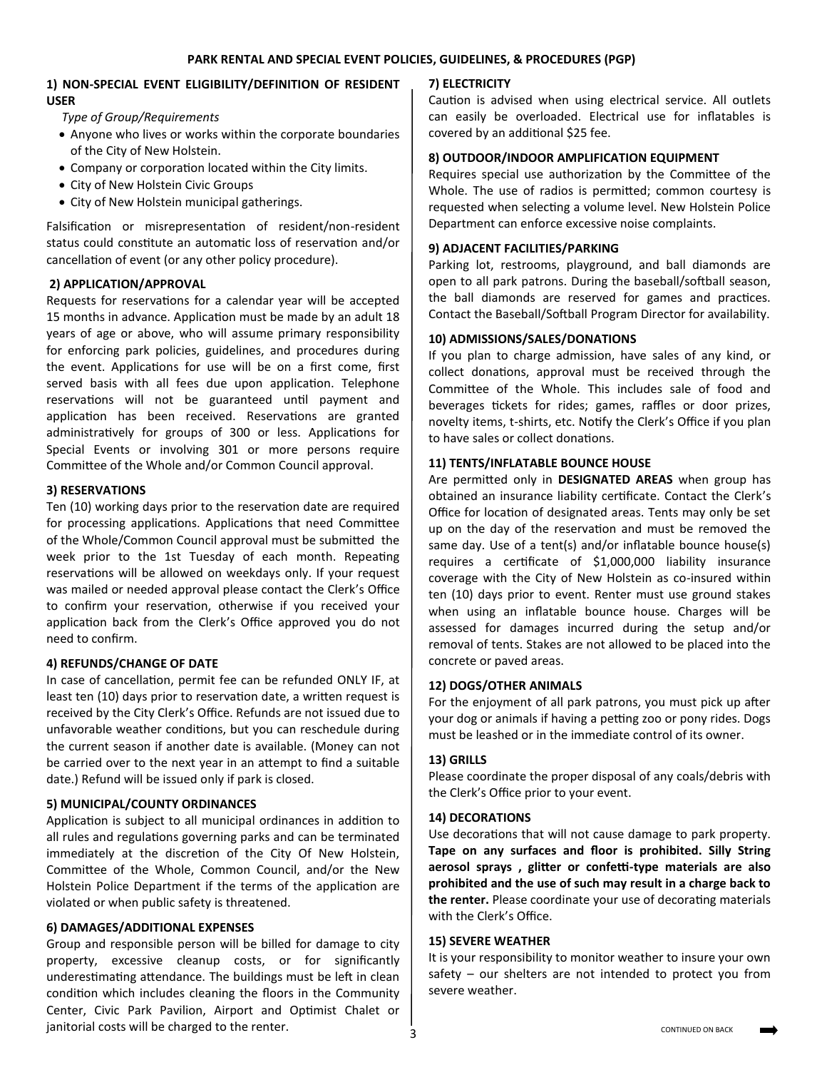## PARK RENTAL AND SPECIAL EVENT POLICIES, GUIDELINES, & PROCEDURES (PGP)

### 1) NON-SPECIAL EVENT ELIGIBILITY/DEFINITION OF RESIDENT USER

*Type of Group/Requirements*

- Anyone who lives or works within the corporate boundaries of the City of New Holstein.
- Company or corporation located within the City limits.
- City of New Holstein Civic Groups
- City of New Holstein municipal gatherings.

Falsification or misrepresentation of resident/non-resident status could constitute an automatic loss of reservation and/or cancellation of event (or any other policy procedure).

### 2) APPLICATION/APPROVAL

Requests for reservations for a calendar year will be accepted 15 months in advance. Application must be made by an adult 18 years of age or above, who will assume primary responsibility for enforcing park policies, guidelines, and procedures during the event. Applications for use will be on a first come, first served basis with all fees due upon application. Telephone reservations will not be guaranteed until payment and application has been received. Reservations are granted administratively for groups of 300 or less. Applications for Special Events or involving 301 or more persons require Committee of the Whole and/or Common Council approval.

### 3) RESERVATIONS

Ten (10) working days prior to the reservation date are required for processing applications. Applications that need Committee of the Whole/Common Council approval must be submitted the week prior to the 1st Tuesday of each month. Repeating reservations will be allowed on weekdays only. If your request was mailed or needed approval please contact the Clerk's Office to confirm your reservation, otherwise if you received your application back from the Clerk's Office approved you do not need to confirm.

### 4) REFUNDS/CHANGE OF DATE

In case of cancellation, permit fee can be refunded ONLY IF, at least ten (10) days prior to reservation date, a written request is received by the City Clerk's Office. Refunds are not issued due to unfavorable weather conditions, but you can reschedule during the current season if another date is available. (Money can not be carried over to the next year in an attempt to find a suitable date.) Refund will be issued only if park is closed.

### 5) MUNICIPAL/COUNTY ORDINANCES

Application is subject to all municipal ordinances in addition to all rules and regulations governing parks and can be terminated immediately at the discretion of the City Of New Holstein, Committee of the Whole, Common Council, and/or the New Holstein Police Department if the terms of the application are violated or when public safety is threatened.

### 6) DAMAGES/ADDITIONAL EXPENSES

Group and responsible person will be billed for damage to city property, excessive cleanup costs, or for significantly underestimating attendance. The buildings must be left in clean condition which includes cleaning the floors in the Community Center, Civic Park Pavilion, Airport and Optimist Chalet or janitorial costs will be charged to the renter.

### 7) ELECTRICITY

Caution is advised when using electrical service. All outlets can easily be overloaded. Electrical use for inflatables is covered by an additional $25 fee.

### 8) OUTDOOR/INDOOR AMPLIFICATION EQUIPMENT

Requires special use authorization by the Committee of the Whole. The use of radios is permitted; common courtesy is requested when selecting a volume level. New Holstein Police Department can enforce excessive noise complaints.

### 9) ADJACENT FACILITIES/PARKING

Parking lot, restrooms, playground, and ball diamonds are open to all park patrons. During the baseball/softball season, the ball diamonds are reserved for games and practices. Contact the Baseball/Softball Program Director for availability.

### 10) ADMISSIONS/SALES/DONATIONS

If you plan to charge admission, have sales of any kind, or collect donations, approval must be received through the Committee of the Whole. This includes sale of food and beverages tickets for rides; games, raffles or door prizes, novelty items, t-shirts, etc. Notify the Clerk's Office if you plan to have sales or collect donations.

### 11) TENTS/INFLATABLE BOUNCE HOUSE

Are permitted only in **DESIGNATED AREAS** when group has obtained an insurance liability certificate. Contact the Clerk's Office for location of designated areas. Tents may only be set up on the day of the reservation and must be removed the same day. Use of a tent(s) and/or inflatable bounce house(s) requires a certificate of $1,000,000 liability insurance coverage with the City of New Holstein as co-insured within ten (10) days prior to event. Renter must use ground stakes when using an inflatable bounce house. Charges will be assessed for damages incurred during the setup and/or removal of tents. Stakes are not allowed to be placed into the concrete or paved areas.

### 12) DOGS/OTHER ANIMALS

For the enjoyment of all park patrons, you must pick up after your dog or animals if having a petting zoo or pony rides. Dogs must be leashed or in the immediate control of its owner.

### 13) GRILLS

Please coordinate the proper disposal of any coals/debris with the Clerk's Office prior to your event.

### 14) DECORATIONS

Use decorations that will not cause damage to park property. **Tape on any surfaces and floor is prohibited. Silly String aerosol sprays , glitter or confetti-type materials are also prohibited and the use of such may result in a charge back to the renter.** Please coordinate your use of decorating materials with the Clerk's Office.

### 15) SEVERE WEATHER

It is your responsibility to monitor weather to insure your own safety – our shelters are not intended to protect you from severe weather.

CONTINUED ON BACK ➡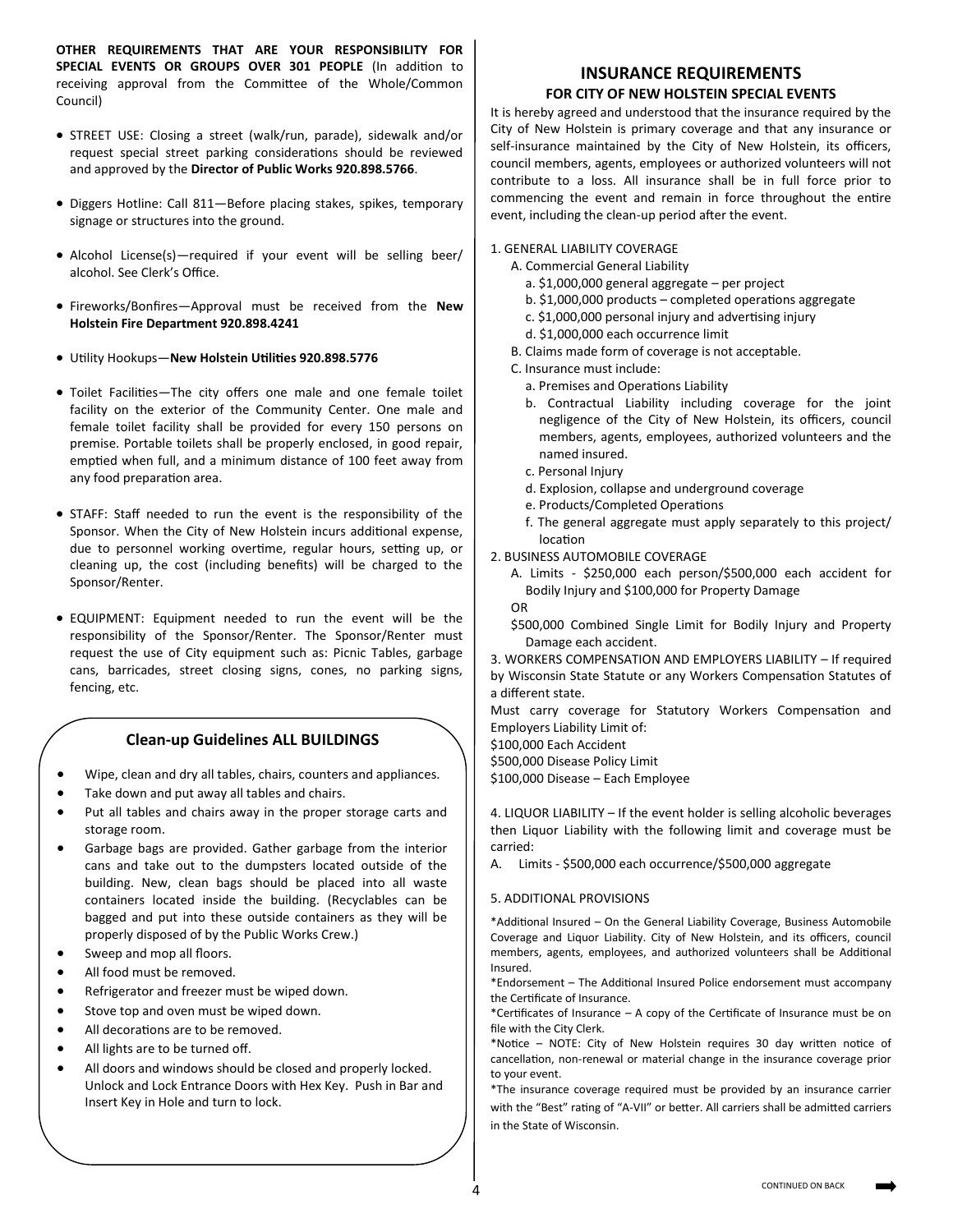**OTHER REQUIREMENTS THAT ARE YOUR RESPONSIBILITY FOR SPECIAL EVENTS OR GROUPS OVER 301 PEOPLE** (In addition to receiving approval from the Committee of the Whole/Common Council)

- STREET USE: Closing a street (walk/run, parade), sidewalk and/or request special street parking considerations should be reviewed and approved by the **Director of Public Works 920.898.5766**.
- Diggers Hotline: Call 811—Before placing stakes, spikes, temporary signage or structures into the ground.
- Alcohol License(s)—required if your event will be selling beer/alcohol. See Clerk's Office.
- Fireworks/Bonfires—Approval must be received from the **New Holstein Fire Department 920.898.4241**
- Utility Hookups—**New Holstein Utilities 920.898.5776**
- Toilet Facilities—The city offers one male and one female toilet facility on the exterior of the Community Center. One male and female toilet facility shall be provided for every 150 persons on premise. Portable toilets shall be properly enclosed, in good repair, emptied when full, and a minimum distance of 100 feet away from any food preparation area.
- STAFF: Staff needed to run the event is the responsibility of the Sponsor. When the City of New Holstein incurs additional expense, due to personnel working overtime, regular hours, setting up, or cleaning up, the cost (including benefits) will be charged to the Sponsor/Renter.
- EQUIPMENT: Equipment needed to run the event will be the responsibility of the Sponsor/Renter. The Sponsor/Renter must request the use of City equipment such as: Picnic Tables, garbage cans, barricades, street closing signs, cones, no parking signs, fencing, etc.

### Clean-up Guidelines ALL BUILDINGS

- Wipe, clean and dry all tables, chairs, counters and appliances.
- Take down and put away all tables and chairs.
- Put all tables and chairs away in the proper storage carts and storage room.
- Garbage bags are provided. Gather garbage from the interior cans and take out to the dumpsters located outside of the building. New, clean bags should be placed into all waste containers located inside the building. (Recyclables can be bagged and put into these outside containers as they will be properly disposed of by the Public Works Crew.)
- Sweep and mop all floors.
- All food must be removed.
- Refrigerator and freezer must be wiped down.
- Stove top and oven must be wiped down.
- All decorations are to be removed.
- All lights are to be turned off.
- All doors and windows should be closed and properly locked. Unlock and Lock Entrance Doors with Hex Key. Push in Bar and Insert Key in Hole and turn to lock.

## INSURANCE REQUIREMENTS

### FOR CITY OF NEW HOLSTEIN SPECIAL EVENTS

It is hereby agreed and understood that the insurance required by the City of New Holstein is primary coverage and that any insurance or self-insurance maintained by the City of New Holstein, its officers, council members, agents, employees or authorized volunteers will not contribute to a loss. All insurance shall be in full force prior to commencing the event and remain in force throughout the entire event, including the clean-up period after the event.

1. GENERAL LIABILITY COVERAGE
   - A. Commercial General Liability
     - a. $1,000,000 general aggregate – per project
     - b. $1,000,000 products – completed operations aggregate
     - c. $1,000,000 personal injury and advertising injury
     - d. $1,000,000 each occurrence limit
   - B. Claims made form of coverage is not acceptable.
   - C. Insurance must include:
     - a. Premises and Operations Liability
     - b. Contractual Liability including coverage for the joint negligence of the City of New Holstein, its officers, council members, agents, employees, authorized volunteers and the named insured.
     - c. Personal Injury
     - d. Explosion, collapse and underground coverage
     - e. Products/Completed Operations
     - f. The general aggregate must apply separately to this project/location
2. BUSINESS AUTOMOBILE COVERAGE
   - A. Limits - $250,000 each person/$500,000 each accident for Bodily Injury and $100,000 for Property Damage

     OR

     $500,000 Combined Single Limit for Bodily Injury and Property Damage each accident.
3. WORKERS COMPENSATION AND EMPLOYERS LIABILITY – If required by Wisconsin State Statute or any Workers Compensation Statutes of a different state.

Must carry coverage for Statutory Workers Compensation and Employers Liability Limit of:
$100,000 Each Accident
$500,000 Disease Policy Limit
$100,000 Disease – Each Employee

4. LIQUOR LIABILITY – If the event holder is selling alcoholic beverages then Liquor Liability with the following limit and coverage must be carried:
   - A. Limits - $500,000 each occurrence/$500,000 aggregate

5. ADDITIONAL PROVISIONS

*Additional Insured – On the General Liability Coverage, Business Automobile Coverage and Liquor Liability. City of New Holstein, and its officers, council members, agents, employees, and authorized volunteers shall be Additional Insured.

*Endorsement – The Additional Insured Police endorsement must accompany the Certificate of Insurance.

*Certificates of Insurance – A copy of the Certificate of Insurance must be on file with the City Clerk.

*Notice – NOTE: City of New Holstein requires 30 day written notice of cancellation, non-renewal or material change in the insurance coverage prior to your event.

*The insurance coverage required must be provided by an insurance carrier with the "Best" rating of "A-VII" or better. All carriers shall be admitted carriers in the State of Wisconsin.

CONTINUED ON BACK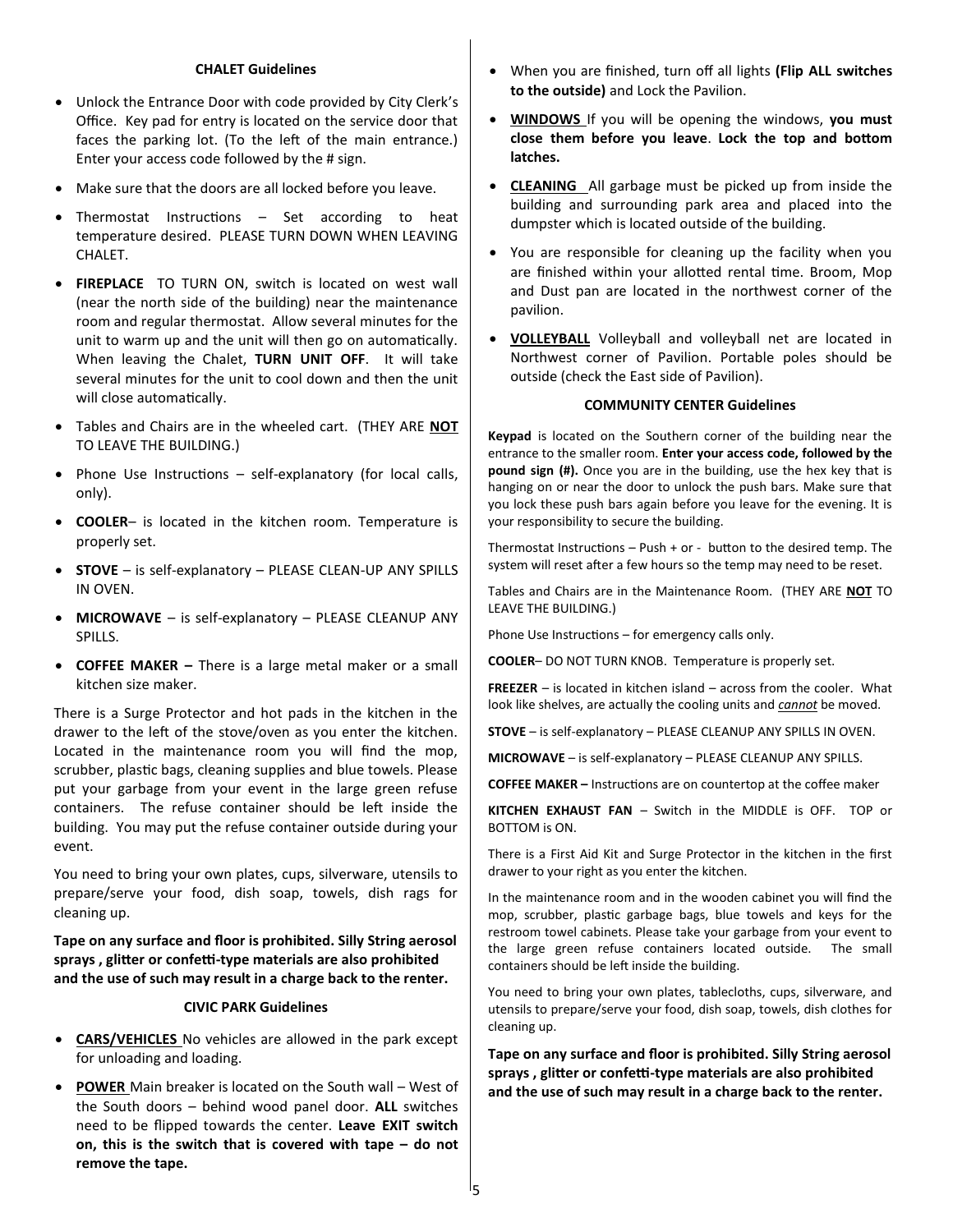### CHALET Guidelines

- Unlock the Entrance Door with code provided by City Clerk's Office. Key pad for entry is located on the service door that faces the parking lot. (To the left of the main entrance.) Enter your access code followed by the # sign.
- Make sure that the doors are all locked before you leave.
- Thermostat Instructions – Set according to heat temperature desired. PLEASE TURN DOWN WHEN LEAVING CHALET.
- **FIREPLACE** TO TURN ON, switch is located on west wall (near the north side of the building) near the maintenance room and regular thermostat. Allow several minutes for the unit to warm up and the unit will then go on automatically. When leaving the Chalet, **TURN UNIT OFF**. It will take several minutes for the unit to cool down and then the unit will close automatically.
- Tables and Chairs are in the wheeled cart. (THEY ARE **NOT** TO LEAVE THE BUILDING.)
- Phone Use Instructions – self-explanatory (for local calls, only).
- **COOLER**– is located in the kitchen room. Temperature is properly set.
- **STOVE** – is self-explanatory – PLEASE CLEAN-UP ANY SPILLS IN OVEN.
- **MICROWAVE** – is self-explanatory – PLEASE CLEANUP ANY SPILLS.
- **COFFEE MAKER –** There is a large metal maker or a small kitchen size maker.

There is a Surge Protector and hot pads in the kitchen in the drawer to the left of the stove/oven as you enter the kitchen. Located in the maintenance room you will find the mop, scrubber, plastic bags, cleaning supplies and blue towels. Please put your garbage from your event in the large green refuse containers. The refuse container should be left inside the building. You may put the refuse container outside during your event.

You need to bring your own plates, cups, silverware, utensils to prepare/serve your food, dish soap, towels, dish rags for cleaning up.

**Tape on any surface and floor is prohibited. Silly String aerosol sprays , glitter or confetti-type materials are also prohibited and the use of such may result in a charge back to the renter.**

### CIVIC PARK Guidelines

- **CARS/VEHICLES** No vehicles are allowed in the park except for unloading and loading.
- **POWER** Main breaker is located on the South wall – West of the South doors – behind wood panel door. **ALL** switches need to be flipped towards the center. **Leave EXIT switch on, this is the switch that is covered with tape – do not remove the tape.**
- When you are finished, turn off all lights **(Flip ALL switches to the outside)** and Lock the Pavilion.
- **WINDOWS** If you will be opening the windows, **you must close them before you leave**. **Lock the top and bottom latches.**
- **CLEANING** All garbage must be picked up from inside the building and surrounding park area and placed into the dumpster which is located outside of the building.
- You are responsible for cleaning up the facility when you are finished within your allotted rental time. Broom, Mop and Dust pan are located in the northwest corner of the pavilion.
- **VOLLEYBALL** Volleyball and volleyball net are located in Northwest corner of Pavilion. Portable poles should be outside (check the East side of Pavilion).

### COMMUNITY CENTER Guidelines

**Keypad** is located on the Southern corner of the building near the entrance to the smaller room. **Enter your access code, followed by the pound sign (#).** Once you are in the building, use the hex key that is hanging on or near the door to unlock the push bars. Make sure that you lock these push bars again before you leave for the evening. It is your responsibility to secure the building.

Thermostat Instructions – Push + or - button to the desired temp. The system will reset after a few hours so the temp may need to be reset.

Tables and Chairs are in the Maintenance Room. (THEY ARE **NOT** TO LEAVE THE BUILDING.)

Phone Use Instructions – for emergency calls only.

**COOLER**– DO NOT TURN KNOB. Temperature is properly set.

**FREEZER** – is located in kitchen island – across from the cooler. What look like shelves, are actually the cooling units and ***cannot*** be moved.

**STOVE** – is self-explanatory – PLEASE CLEANUP ANY SPILLS IN OVEN.

**MICROWAVE** – is self-explanatory – PLEASE CLEANUP ANY SPILLS.

**COFFEE MAKER –** Instructions are on countertop at the coffee maker

**KITCHEN EXHAUST FAN** – Switch in the MIDDLE is OFF. TOP or BOTTOM is ON.

There is a First Aid Kit and Surge Protector in the kitchen in the first drawer to your right as you enter the kitchen.

In the maintenance room and in the wooden cabinet you will find the mop, scrubber, plastic garbage bags, blue towels and keys for the restroom towel cabinets. Please take your garbage from your event to the large green refuse containers located outside. The small containers should be left inside the building.

You need to bring your own plates, tablecloths, cups, silverware, and utensils to prepare/serve your food, dish soap, towels, dish clothes for cleaning up.

**Tape on any surface and floor is prohibited. Silly String aerosol sprays , glitter or confetti-type materials are also prohibited and the use of such may result in a charge back to the renter.**